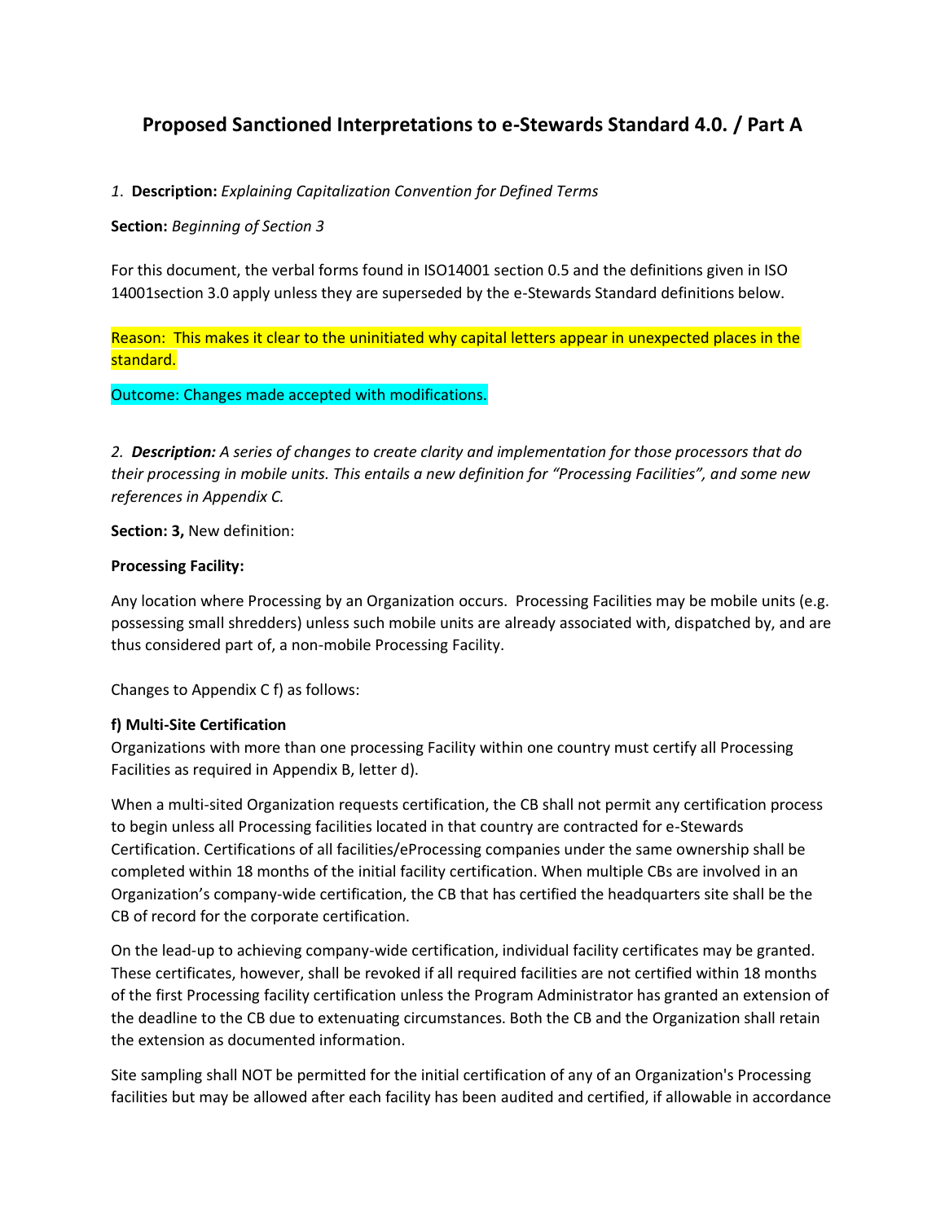# Proposed Sanctioned Interpretations to e-Stewards Standard 4.0. / Part A

*1*. **Description:** *Explaining Capitalization Convention for Defined Terms*

**Section:** *Beginning of Section 3*

For this document, the verbal forms found in ISO14001 section 0.5 and the definitions given in ISO 14001section 3.0 apply unless they are superseded by the e-Stewards Standard definitions below.

Reason: This makes it clear to the uninitiated why capital letters appear in unexpected places in the standard.

Outcome: Changes made accepted with modifications.

*2.* ***Description:*** *A series of changes to create clarity and implementation for those processors that do their processing in mobile units. This entails a new definition for "Processing Facilities", and some new references in Appendix C.*

**Section: 3,** New definition:

**Processing Facility:**

Any location where Processing by an Organization occurs. Processing Facilities may be mobile units (e.g. possessing small shredders) unless such mobile units are already associated with, dispatched by, and are thus considered part of, a non-mobile Processing Facility.

Changes to Appendix C f) as follows:

**f) Multi-Site Certification**

Organizations with more than one processing Facility within one country must certify all Processing Facilities as required in Appendix B, letter d).

When a multi-sited Organization requests certification, the CB shall not permit any certification process to begin unless all Processing facilities located in that country are contracted for e-Stewards Certification. Certifications of all facilities/eProcessing companies under the same ownership shall be completed within 18 months of the initial facility certification. When multiple CBs are involved in an Organization's company-wide certification, the CB that has certified the headquarters site shall be the CB of record for the corporate certification.

On the lead-up to achieving company-wide certification, individual facility certificates may be granted. These certificates, however, shall be revoked if all required facilities are not certified within 18 months of the first Processing facility certification unless the Program Administrator has granted an extension of the deadline to the CB due to extenuating circumstances. Both the CB and the Organization shall retain the extension as documented information.

Site sampling shall NOT be permitted for the initial certification of any of an Organization's Processing facilities but may be allowed after each facility has been audited and certified, if allowable in accordance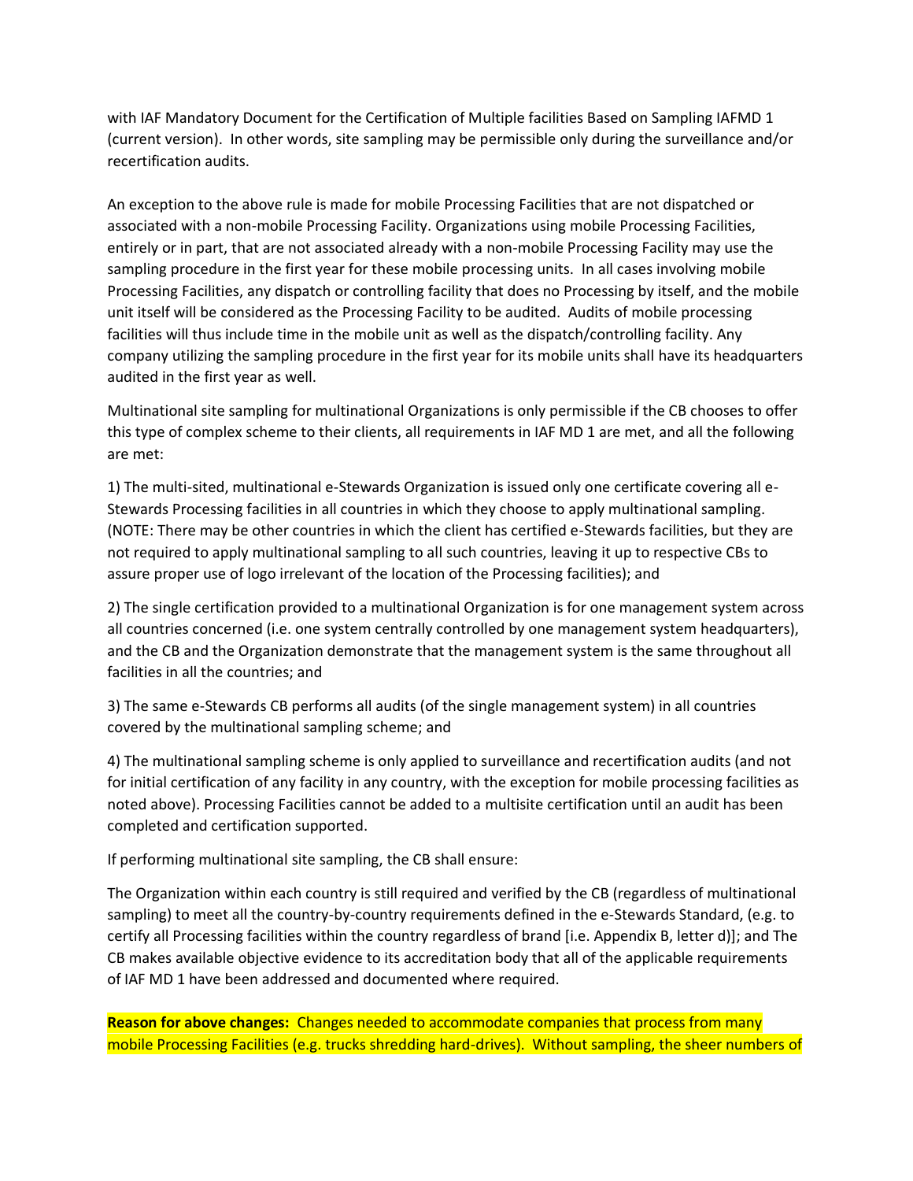with IAF Mandatory Document for the Certification of Multiple facilities Based on Sampling IAFMD 1 (current version). In other words, site sampling may be permissible only during the surveillance and/or recertification audits.

An exception to the above rule is made for mobile Processing Facilities that are not dispatched or associated with a non-mobile Processing Facility. Organizations using mobile Processing Facilities, entirely or in part, that are not associated already with a non-mobile Processing Facility may use the sampling procedure in the first year for these mobile processing units. In all cases involving mobile Processing Facilities, any dispatch or controlling facility that does no Processing by itself, and the mobile unit itself will be considered as the Processing Facility to be audited. Audits of mobile processing facilities will thus include time in the mobile unit as well as the dispatch/controlling facility. Any company utilizing the sampling procedure in the first year for its mobile units shall have its headquarters audited in the first year as well.

Multinational site sampling for multinational Organizations is only permissible if the CB chooses to offer this type of complex scheme to their clients, all requirements in IAF MD 1 are met, and all the following are met:

1) The multi-sited, multinational e-Stewards Organization is issued only one certificate covering all e-Stewards Processing facilities in all countries in which they choose to apply multinational sampling. (NOTE: There may be other countries in which the client has certified e-Stewards facilities, but they are not required to apply multinational sampling to all such countries, leaving it up to respective CBs to assure proper use of logo irrelevant of the location of the Processing facilities); and

2) The single certification provided to a multinational Organization is for one management system across all countries concerned (i.e. one system centrally controlled by one management system headquarters), and the CB and the Organization demonstrate that the management system is the same throughout all facilities in all the countries; and

3) The same e-Stewards CB performs all audits (of the single management system) in all countries covered by the multinational sampling scheme; and

4) The multinational sampling scheme is only applied to surveillance and recertification audits (and not for initial certification of any facility in any country, with the exception for mobile processing facilities as noted above). Processing Facilities cannot be added to a multisite certification until an audit has been completed and certification supported.

If performing multinational site sampling, the CB shall ensure:

The Organization within each country is still required and verified by the CB (regardless of multinational sampling) to meet all the country-by-country requirements defined in the e-Stewards Standard, (e.g. to certify all Processing facilities within the country regardless of brand [i.e. Appendix B, letter d)]; and The CB makes available objective evidence to its accreditation body that all of the applicable requirements of IAF MD 1 have been addressed and documented where required.

**Reason for above changes:** Changes needed to accommodate companies that process from many mobile Processing Facilities (e.g. trucks shredding hard-drives). Without sampling, the sheer numbers of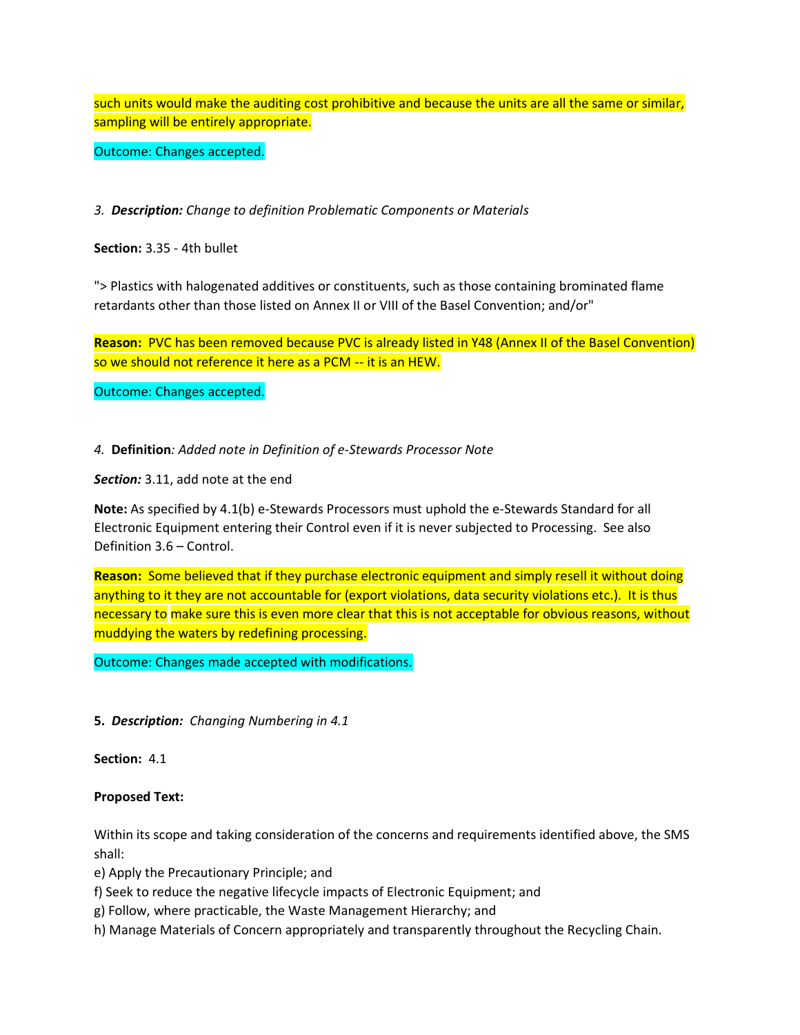such units would make the auditing cost prohibitive and because the units are all the same or similar, sampling will be entirely appropriate.

Outcome: Changes accepted.

3. ***Description:*** *Change to definition Problematic Components or Materials*

**Section:** 3.35 - 4th bullet

"> Plastics with halogenated additives or constituents, such as those containing brominated flame retardants other than those listed on Annex II or VIII of the Basel Convention; and/or"

**Reason:** PVC has been removed because PVC is already listed in Y48 (Annex II of the Basel Convention) so we should not reference it here as a PCM -- it is an HEW.

Outcome: Changes accepted.

4. **Definition***: Added note in Definition of e-Stewards Processor Note*

***Section:*** 3.11, add note at the end

**Note:** As specified by 4.1(b) e-Stewards Processors must uphold the e-Stewards Standard for all Electronic Equipment entering their Control even if it is never subjected to Processing. See also Definition 3.6 – Control.

**Reason:** Some believed that if they purchase electronic equipment and simply resell it without doing anything to it they are not accountable for (export violations, data security violations etc.). It is thus necessary to make sure this is even more clear that this is not acceptable for obvious reasons, without muddying the waters by redefining processing.

Outcome: Changes made accepted with modifications.

**5.** ***Description:*** *Changing Numbering in 4.1*

**Section:** 4.1

**Proposed Text:**

Within its scope and taking consideration of the concerns and requirements identified above, the SMS shall:
e) Apply the Precautionary Principle; and
f) Seek to reduce the negative lifecycle impacts of Electronic Equipment; and
g) Follow, where practicable, the Waste Management Hierarchy; and
h) Manage Materials of Concern appropriately and transparently throughout the Recycling Chain.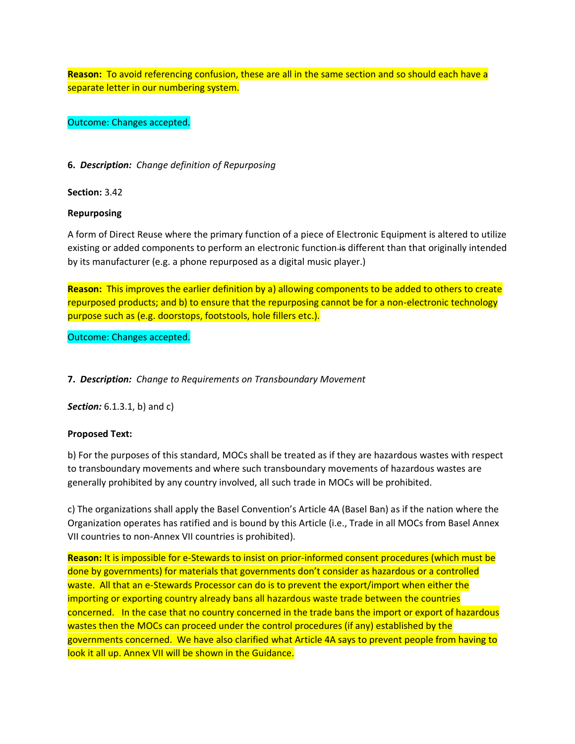**Reason:** To avoid referencing confusion, these are all in the same section and so should each have a separate letter in our numbering system.

Outcome: Changes accepted.

**6.** ***Description:*** *Change definition of Repurposing*

**Section:** 3.42

**Repurposing**

A form of Direct Reuse where the primary function of a piece of Electronic Equipment is altered to utilize existing or added components to perform an electronic function ~~is~~ different than that originally intended by its manufacturer (e.g. a phone repurposed as a digital music player.)

**Reason:** This improves the earlier definition by a) allowing components to be added to others to create repurposed products; and b) to ensure that the repurposing cannot be for a non-electronic technology purpose such as (e.g. doorstops, footstools, hole fillers etc.).

Outcome: Changes accepted.

**7.** ***Description:*** *Change to Requirements on Transboundary Movement*

***Section:*** 6.1.3.1, b) and c)

**Proposed Text:**

b) For the purposes of this standard, MOCs shall be treated as if they are hazardous wastes with respect to transboundary movements and where such transboundary movements of hazardous wastes are generally prohibited by any country involved, all such trade in MOCs will be prohibited.

c) The organizations shall apply the Basel Convention's Article 4A (Basel Ban) as if the nation where the Organization operates has ratified and is bound by this Article (i.e., Trade in all MOCs from Basel Annex VII countries to non-Annex VII countries is prohibited).

**Reason:** It is impossible for e-Stewards to insist on prior-informed consent procedures (which must be done by governments) for materials that governments don't consider as hazardous or a controlled waste. All that an e-Stewards Processor can do is to prevent the export/import when either the importing or exporting country already bans all hazardous waste trade between the countries concerned. In the case that no country concerned in the trade bans the import or export of hazardous wastes then the MOCs can proceed under the control procedures (if any) established by the governments concerned. We have also clarified what Article 4A says to prevent people from having to look it all up. Annex VII will be shown in the Guidance.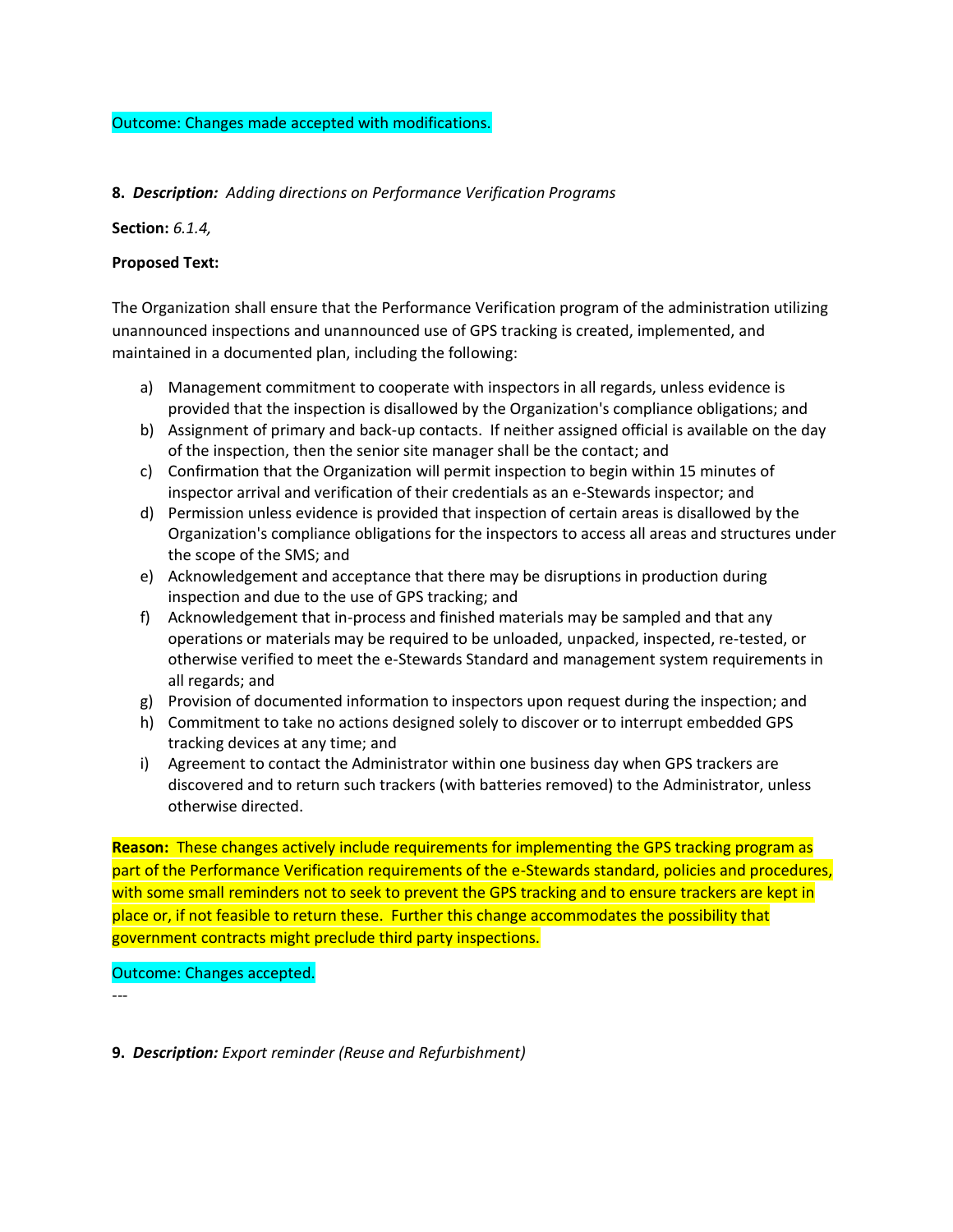Outcome: Changes made accepted with modifications.

**8.** ***Description:*** *Adding directions on Performance Verification Programs*

**Section:** *6.1.4,*

**Proposed Text:**

The Organization shall ensure that the Performance Verification program of the administration utilizing unannounced inspections and unannounced use of GPS tracking is created, implemented, and maintained in a documented plan, including the following:

a) Management commitment to cooperate with inspectors in all regards, unless evidence is provided that the inspection is disallowed by the Organization's compliance obligations; and
b) Assignment of primary and back-up contacts. If neither assigned official is available on the day of the inspection, then the senior site manager shall be the contact; and
c) Confirmation that the Organization will permit inspection to begin within 15 minutes of inspector arrival and verification of their credentials as an e-Stewards inspector; and
d) Permission unless evidence is provided that inspection of certain areas is disallowed by the Organization's compliance obligations for the inspectors to access all areas and structures under the scope of the SMS; and
e) Acknowledgement and acceptance that there may be disruptions in production during inspection and due to the use of GPS tracking; and
f) Acknowledgement that in-process and finished materials may be sampled and that any operations or materials may be required to be unloaded, unpacked, inspected, re-tested, or otherwise verified to meet the e-Stewards Standard and management system requirements in all regards; and
g) Provision of documented information to inspectors upon request during the inspection; and
h) Commitment to take no actions designed solely to discover or to interrupt embedded GPS tracking devices at any time; and
i) Agreement to contact the Administrator within one business day when GPS trackers are discovered and to return such trackers (with batteries removed) to the Administrator, unless otherwise directed.

**Reason:** These changes actively include requirements for implementing the GPS tracking program as part of the Performance Verification requirements of the e-Stewards standard, policies and procedures, with some small reminders not to seek to prevent the GPS tracking and to ensure trackers are kept in place or, if not feasible to return these. Further this change accommodates the possibility that government contracts might preclude third party inspections.

Outcome: Changes accepted.

---

**9.** ***Description:*** *Export reminder (Reuse and Refurbishment)*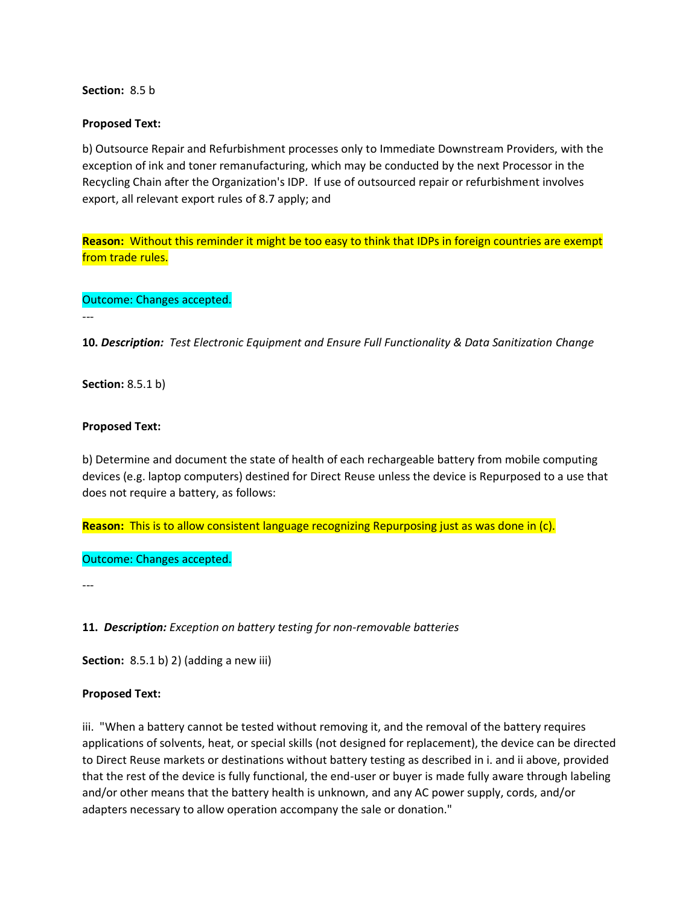**Section:** 8.5 b

**Proposed Text:**

b) Outsource Repair and Refurbishment processes only to Immediate Downstream Providers, with the exception of ink and toner remanufacturing, which may be conducted by the next Processor in the Recycling Chain after the Organization's IDP. If use of outsourced repair or refurbishment involves export, all relevant export rules of 8.7 apply; and

**Reason:** Without this reminder it might be too easy to think that IDPs in foreign countries are exempt from trade rules.

Outcome: Changes accepted.

---

**10.** ***Description:*** *Test Electronic Equipment and Ensure Full Functionality & Data Sanitization Change*

**Section:** 8.5.1 b)

**Proposed Text:**

b) Determine and document the state of health of each rechargeable battery from mobile computing devices (e.g. laptop computers) destined for Direct Reuse unless the device is Repurposed to a use that does not require a battery, as follows:

**Reason:** This is to allow consistent language recognizing Repurposing just as was done in (c).

Outcome: Changes accepted.

---

**11.** ***Description:*** *Exception on battery testing for non-removable batteries*

**Section:** 8.5.1 b) 2) (adding a new iii)

**Proposed Text:**

iii. "When a battery cannot be tested without removing it, and the removal of the battery requires applications of solvents, heat, or special skills (not designed for replacement), the device can be directed to Direct Reuse markets or destinations without battery testing as described in i. and ii above, provided that the rest of the device is fully functional, the end-user or buyer is made fully aware through labeling and/or other means that the battery health is unknown, and any AC power supply, cords, and/or adapters necessary to allow operation accompany the sale or donation."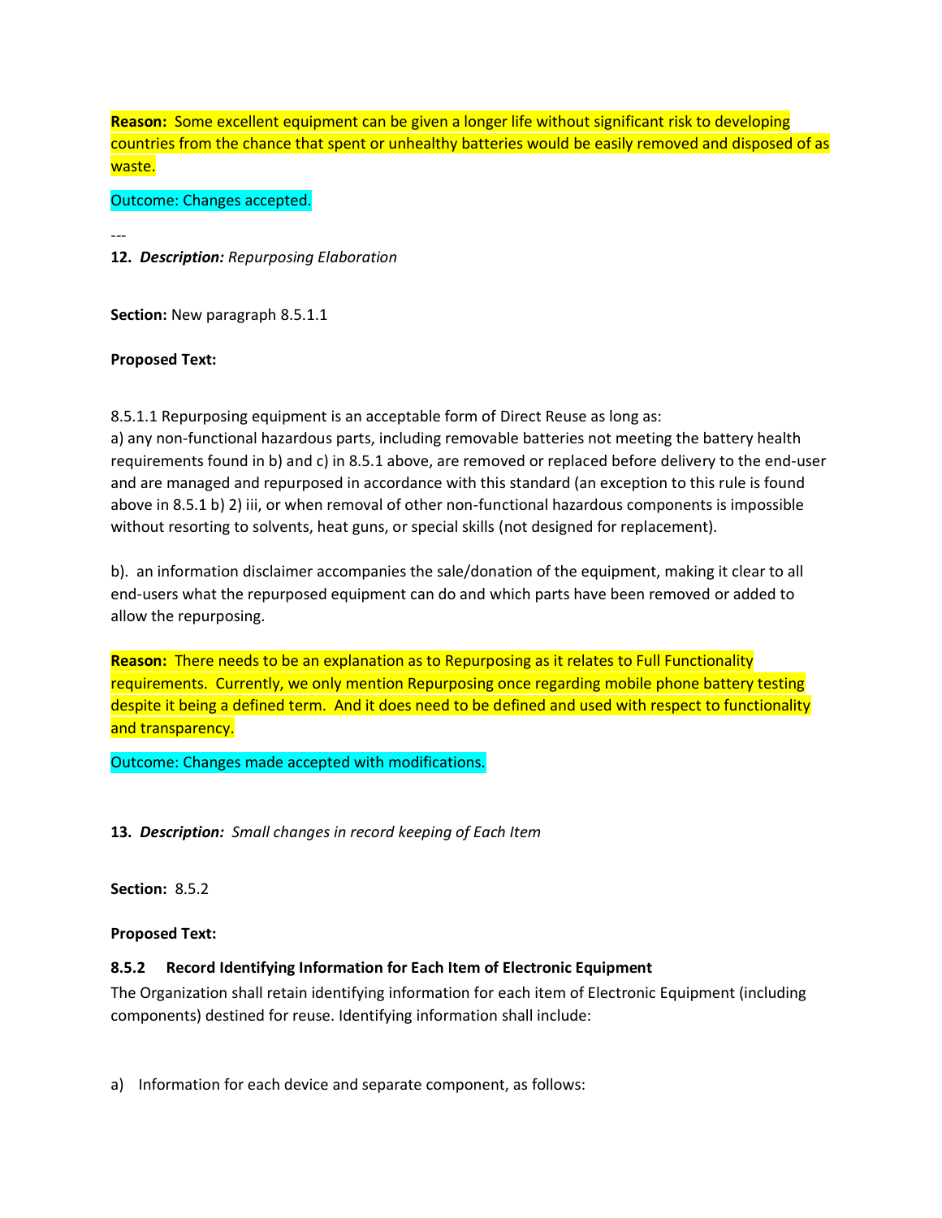**Reason:** Some excellent equipment can be given a longer life without significant risk to developing countries from the chance that spent or unhealthy batteries would be easily removed and disposed of as waste.

Outcome: Changes accepted.

---

**12.** ***Description:*** *Repurposing Elaboration*

**Section:** New paragraph 8.5.1.1

**Proposed Text:**

8.5.1.1 Repurposing equipment is an acceptable form of Direct Reuse as long as:
a) any non-functional hazardous parts, including removable batteries not meeting the battery health requirements found in b) and c) in 8.5.1 above, are removed or replaced before delivery to the end-user and are managed and repurposed in accordance with this standard (an exception to this rule is found above in 8.5.1 b) 2) iii, or when removal of other non-functional hazardous components is impossible without resorting to solvents, heat guns, or special skills (not designed for replacement).

b). an information disclaimer accompanies the sale/donation of the equipment, making it clear to all end-users what the repurposed equipment can do and which parts have been removed or added to allow the repurposing.

**Reason:** There needs to be an explanation as to Repurposing as it relates to Full Functionality requirements. Currently, we only mention Repurposing once regarding mobile phone battery testing despite it being a defined term. And it does need to be defined and used with respect to functionality and transparency.

Outcome: Changes made accepted with modifications.

**13.** ***Description:*** *Small changes in record keeping of Each Item*

**Section:** 8.5.2

**Proposed Text:**

**8.5.2 Record Identifying Information for Each Item of Electronic Equipment**

The Organization shall retain identifying information for each item of Electronic Equipment (including components) destined for reuse. Identifying information shall include:

a) Information for each device and separate component, as follows: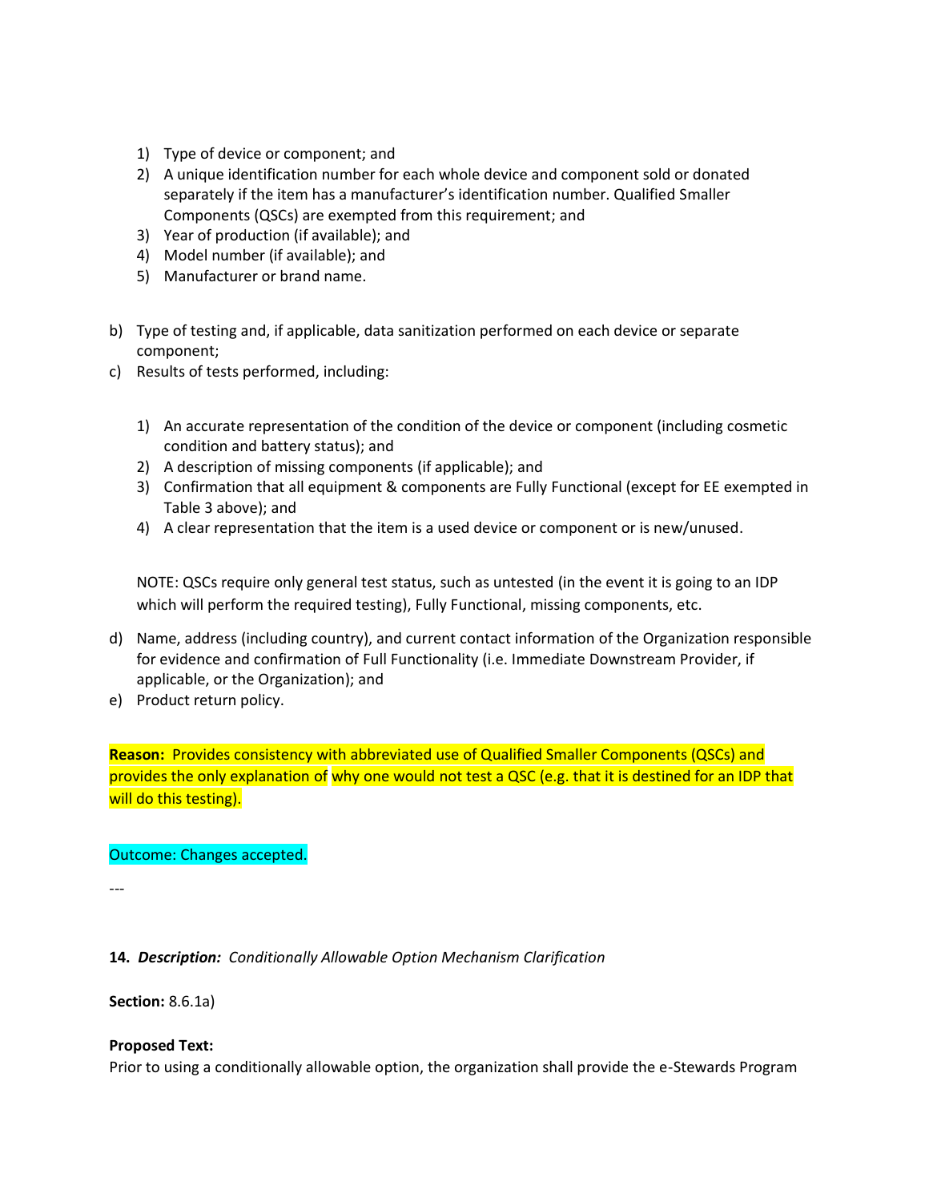1) Type of device or component; and
   2) A unique identification number for each whole device and component sold or donated separately if the item has a manufacturer's identification number. Qualified Smaller Components (QSCs) are exempted from this requirement; and
   3) Year of production (if available); and
   4) Model number (if available); and
   5) Manufacturer or brand name.

b) Type of testing and, if applicable, data sanitization performed on each device or separate component;

c) Results of tests performed, including:

   1) An accurate representation of the condition of the device or component (including cosmetic condition and battery status); and
   2) A description of missing components (if applicable); and
   3) Confirmation that all equipment & components are Fully Functional (except for EE exempted in Table 3 above); and
   4) A clear representation that the item is a used device or component or is new/unused.

   NOTE: QSCs require only general test status, such as untested (in the event it is going to an IDP which will perform the required testing), Fully Functional, missing components, etc.

d) Name, address (including country), and current contact information of the Organization responsible for evidence and confirmation of Full Functionality (i.e. Immediate Downstream Provider, if applicable, or the Organization); and

e) Product return policy.

**Reason:** Provides consistency with abbreviated use of Qualified Smaller Components (QSCs) and provides the only explanation of why one would not test a QSC (e.g. that it is destined for an IDP that will do this testing).

Outcome: Changes accepted.

---

**14. *Description:*** *Conditionally Allowable Option Mechanism Clarification*

**Section:** 8.6.1a)

**Proposed Text:**
Prior to using a conditionally allowable option, the organization shall provide the e-Stewards Program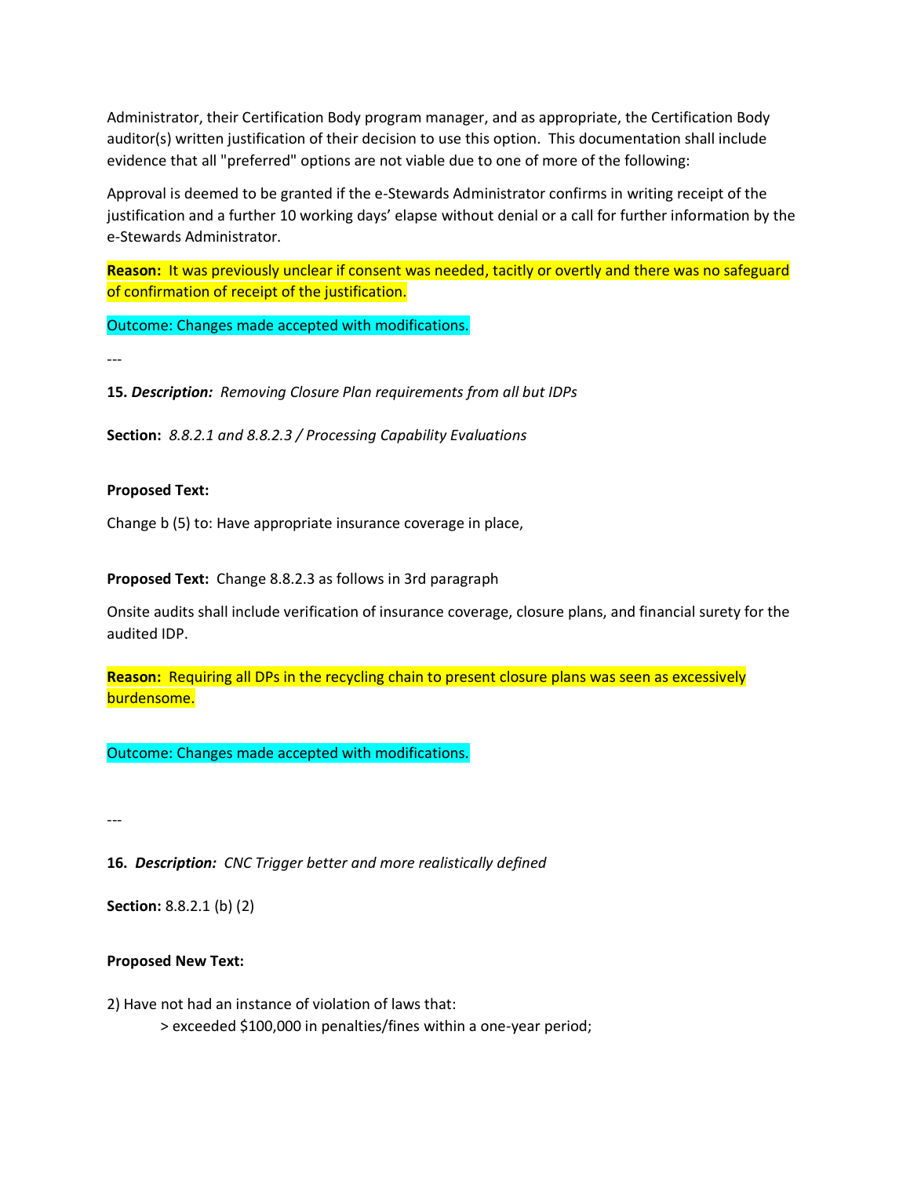Administrator, their Certification Body program manager, and as appropriate, the Certification Body auditor(s) written justification of their decision to use this option. This documentation shall include evidence that all "preferred" options are not viable due to one of more of the following:

Approval is deemed to be granted if the e-Stewards Administrator confirms in writing receipt of the justification and a further 10 working days' elapse without denial or a call for further information by the e-Stewards Administrator.

**Reason:** It was previously unclear if consent was needed, tacitly or overtly and there was no safeguard of confirmation of receipt of the justification.

Outcome: Changes made accepted with modifications.

---

**15.** ***Description:*** *Removing Closure Plan requirements from all but IDPs*

**Section:** *8.8.2.1 and 8.8.2.3 / Processing Capability Evaluations*

**Proposed Text:**

Change b (5) to: Have appropriate insurance coverage in place,

**Proposed Text:** Change 8.8.2.3 as follows in 3rd paragraph

Onsite audits shall include verification of insurance coverage, closure plans, and financial surety for the audited IDP.

**Reason:** Requiring all DPs in the recycling chain to present closure plans was seen as excessively burdensome.

Outcome: Changes made accepted with modifications.

---

**16.** ***Description:*** *CNC Trigger better and more realistically defined*

**Section:** 8.8.2.1 (b) (2)

**Proposed New Text:**

2) Have not had an instance of violation of laws that:

> exceeded $100,000 in penalties/fines within a one-year period;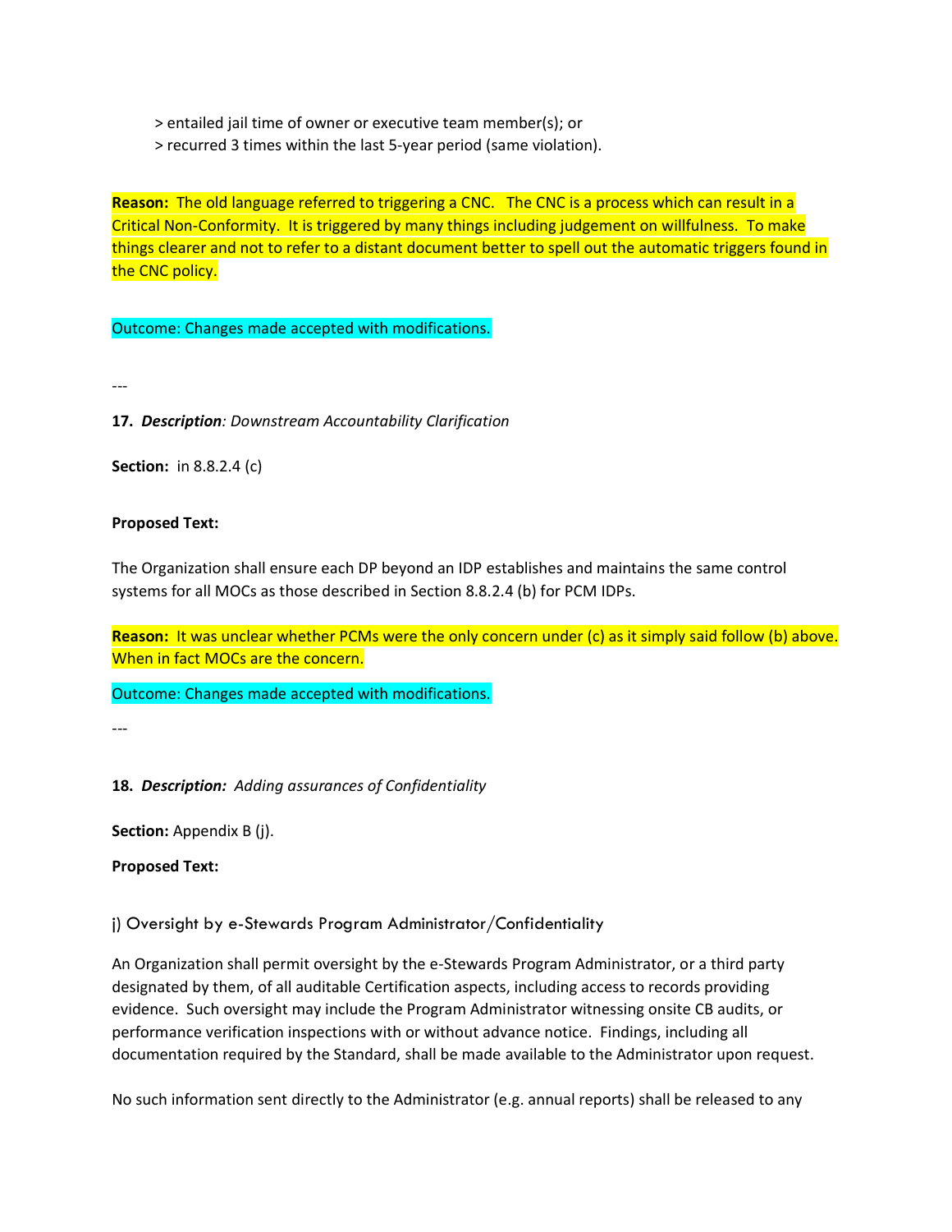> entailed jail time of owner or executive team member(s); or
> recurred 3 times within the last 5-year period (same violation).

**Reason:** The old language referred to triggering a CNC. The CNC is a process which can result in a Critical Non-Conformity. It is triggered by many things including judgement on willfulness. To make things clearer and not to refer to a distant document better to spell out the automatic triggers found in the CNC policy.

Outcome: Changes made accepted with modifications.

---

**17. *Description*:** *Downstream Accountability Clarification*

**Section:** in 8.8.2.4 (c)

**Proposed Text:**

The Organization shall ensure each DP beyond an IDP establishes and maintains the same control systems for all MOCs as those described in Section 8.8.2.4 (b) for PCM IDPs.

**Reason:** It was unclear whether PCMs were the only concern under (c) as it simply said follow (b) above. When in fact MOCs are the concern.

Outcome: Changes made accepted with modifications.

---

**18. *Description:*** *Adding assurances of Confidentiality*

**Section:** Appendix B (j).

**Proposed Text:**

j) Oversight by e-Stewards Program Administrator/Confidentiality

An Organization shall permit oversight by the e-Stewards Program Administrator, or a third party designated by them, of all auditable Certification aspects, including access to records providing evidence. Such oversight may include the Program Administrator witnessing onsite CB audits, or performance verification inspections with or without advance notice. Findings, including all documentation required by the Standard, shall be made available to the Administrator upon request.

No such information sent directly to the Administrator (e.g. annual reports) shall be released to any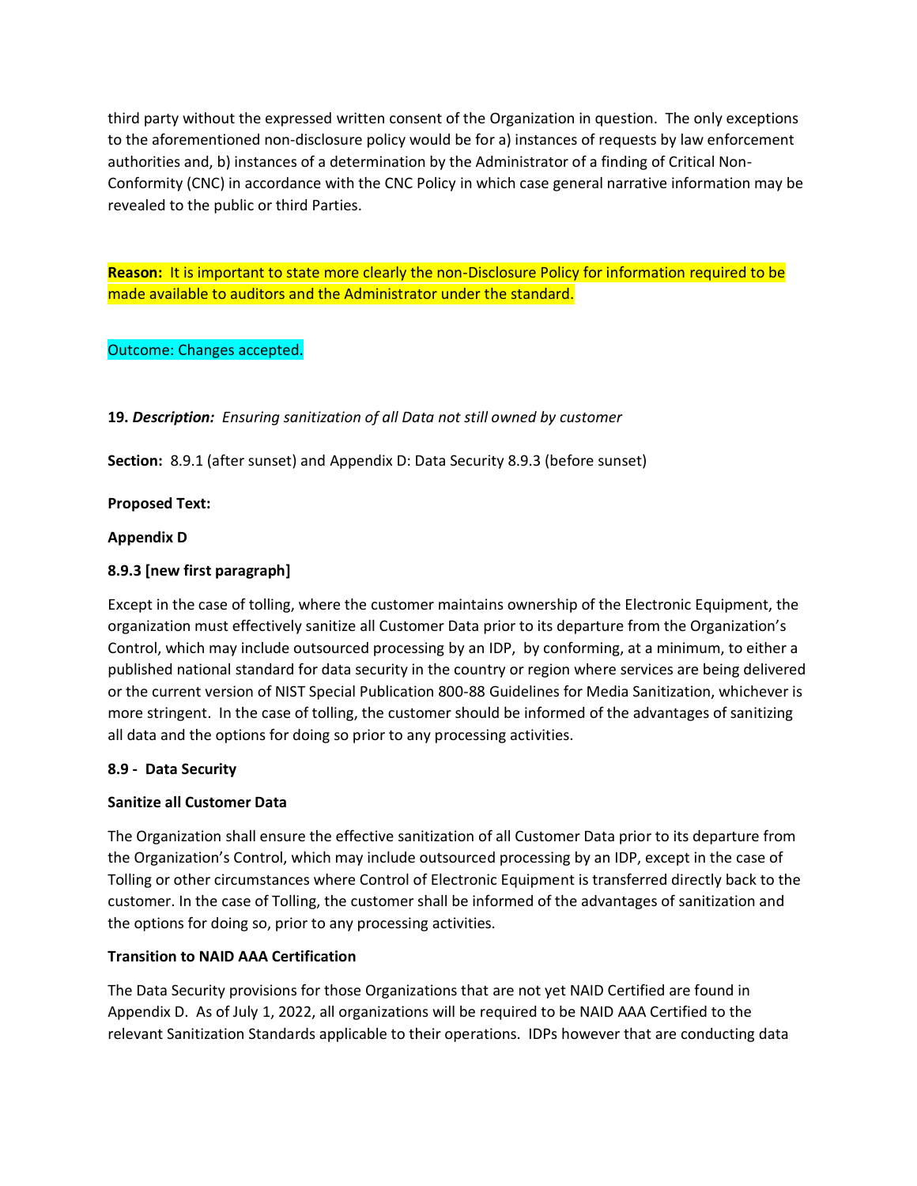third party without the expressed written consent of the Organization in question. The only exceptions to the aforementioned non-disclosure policy would be for a) instances of requests by law enforcement authorities and, b) instances of a determination by the Administrator of a finding of Critical Non-Conformity (CNC) in accordance with the CNC Policy in which case general narrative information may be revealed to the public or third Parties.

**Reason:** It is important to state more clearly the non-Disclosure Policy for information required to be made available to auditors and the Administrator under the standard.

Outcome: Changes accepted.

**19.** ***Description:*** *Ensuring sanitization of all Data not still owned by customer*

**Section:** 8.9.1 (after sunset) and Appendix D: Data Security 8.9.3 (before sunset)

**Proposed Text:**

**Appendix D**

**8.9.3 [new first paragraph]**

Except in the case of tolling, where the customer maintains ownership of the Electronic Equipment, the organization must effectively sanitize all Customer Data prior to its departure from the Organization's Control, which may include outsourced processing by an IDP, by conforming, at a minimum, to either a published national standard for data security in the country or region where services are being delivered or the current version of NIST Special Publication 800-88 Guidelines for Media Sanitization, whichever is more stringent. In the case of tolling, the customer should be informed of the advantages of sanitizing all data and the options for doing so prior to any processing activities.

**8.9 - Data Security**

**Sanitize all Customer Data**

The Organization shall ensure the effective sanitization of all Customer Data prior to its departure from the Organization's Control, which may include outsourced processing by an IDP, except in the case of Tolling or other circumstances where Control of Electronic Equipment is transferred directly back to the customer. In the case of Tolling, the customer shall be informed of the advantages of sanitization and the options for doing so, prior to any processing activities.

**Transition to NAID AAA Certification**

The Data Security provisions for those Organizations that are not yet NAID Certified are found in Appendix D. As of July 1, 2022, all organizations will be required to be NAID AAA Certified to the relevant Sanitization Standards applicable to their operations. IDPs however that are conducting data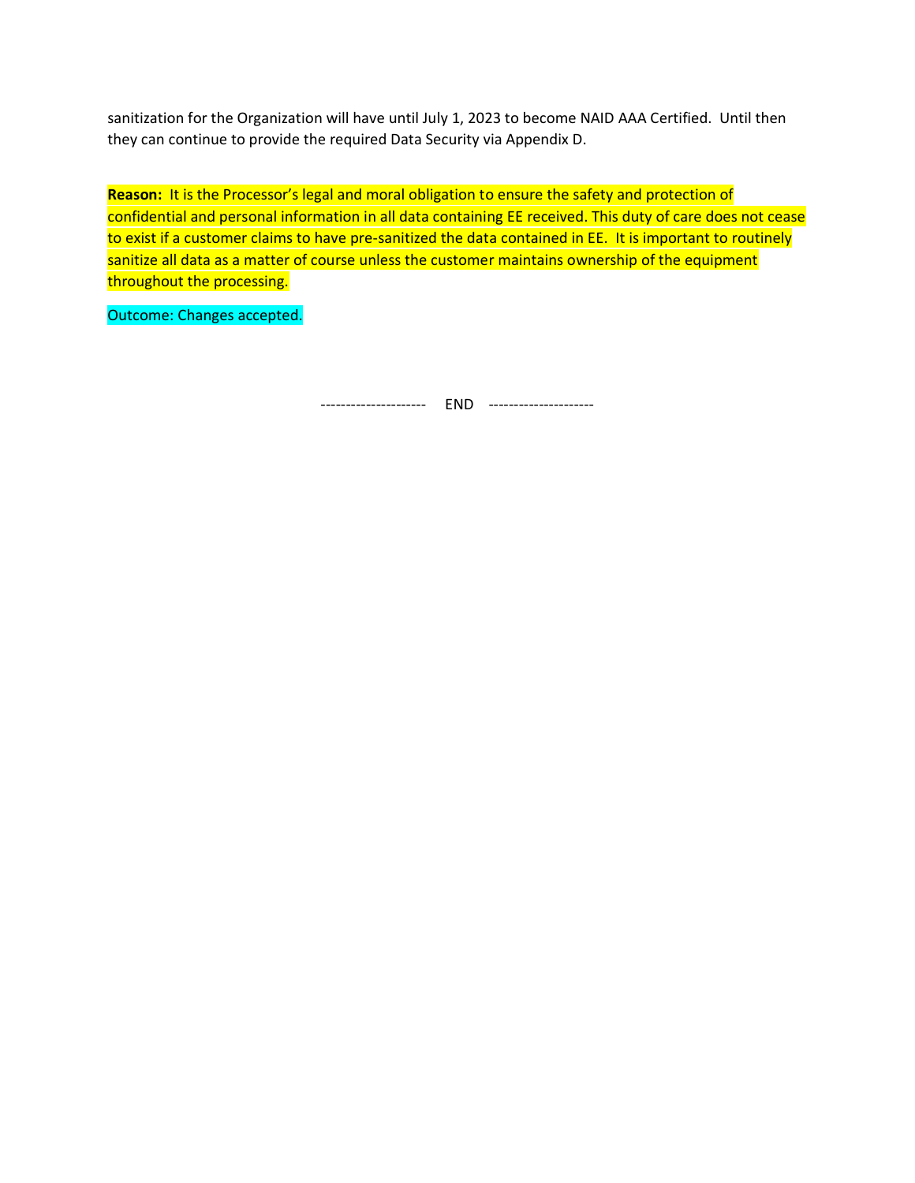sanitization for the Organization will have until July 1, 2023 to become NAID AAA Certified. Until then they can continue to provide the required Data Security via Appendix D.

**Reason:** It is the Processor's legal and moral obligation to ensure the safety and protection of confidential and personal information in all data containing EE received. This duty of care does not cease to exist if a customer claims to have pre-sanitized the data contained in EE. It is important to routinely sanitize all data as a matter of course unless the customer maintains ownership of the equipment throughout the processing.

Outcome: Changes accepted.

--------------------- END ---------------------